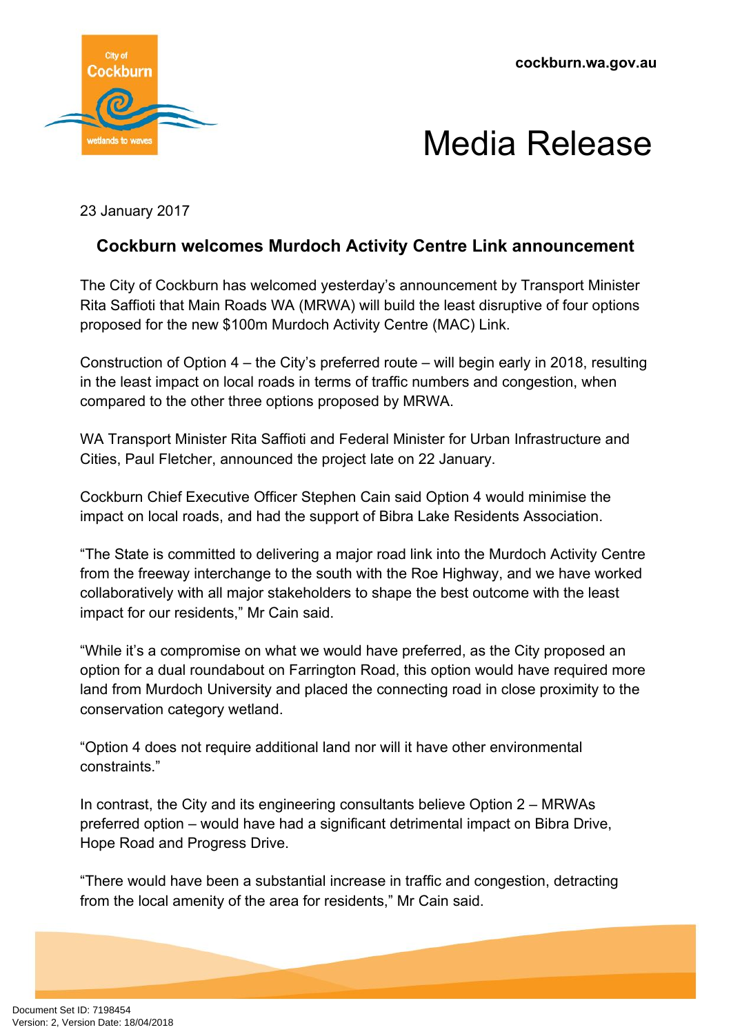cockburn.wa.gov.au

# Media Release

23 January 2017

## Cockburn welcomes Murdoch Activity Centre Link announcement

The City of Cockburn has welcomed yesterday's announcement by Transport Minister Rita Saffioti that Main Roads WA (MRWA) will build the least disruptive of four options proposed for the new $100m Murdoch Activity Centre (MAC) Link.

Construction of Option 4 – the City's preferred route – will begin early in 2018, resulting in the least impact on local roads in terms of traffic numbers and congestion, when compared to the other three options proposed by MRWA.

WA Transport Minister Rita Saffioti and Federal Minister for Urban Infrastructure and Cities, Paul Fletcher, announced the project late on 22 January.

Cockburn Chief Executive Officer Stephen Cain said Option 4 would minimise the impact on local roads, and had the support of Bibra Lake Residents Association.

"The State is committed to delivering a major road link into the Murdoch Activity Centre from the freeway interchange to the south with the Roe Highway, and we have worked collaboratively with all major stakeholders to shape the best outcome with the least impact for our residents," Mr Cain said.

"While it's a compromise on what we would have preferred, as the City proposed an option for a dual roundabout on Farrington Road, this option would have required more land from Murdoch University and placed the connecting road in close proximity to the conservation category wetland.

"Option 4 does not require additional land nor will it have other environmental constraints."

In contrast, the City and its engineering consultants believe Option 2 – MRWAs preferred option – would have had a significant detrimental impact on Bibra Drive, Hope Road and Progress Drive.

"There would have been a substantial increase in traffic and congestion, detracting from the local amenity of the area for residents," Mr Cain said.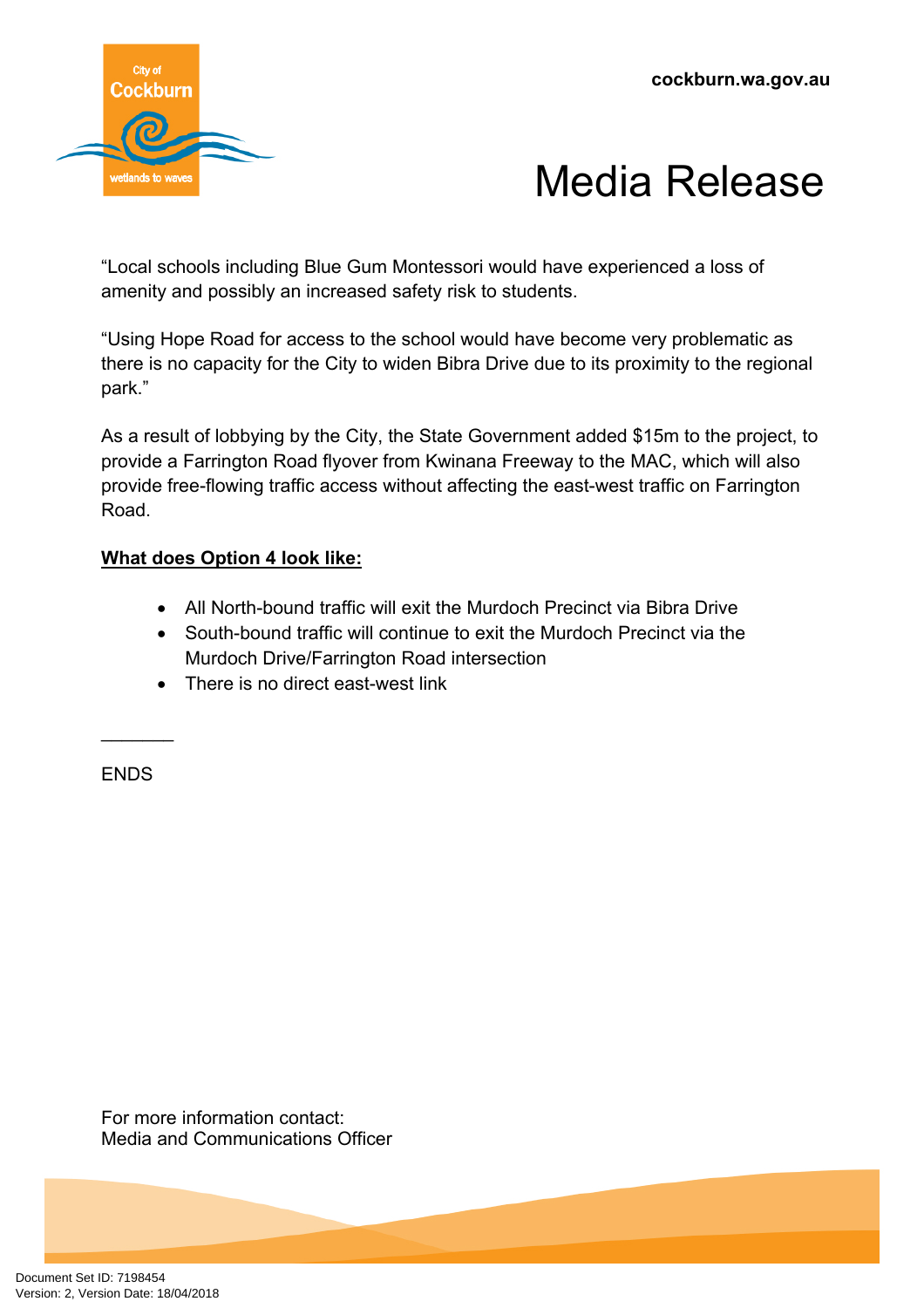"Local schools including Blue Gum Montessori would have experienced a loss of amenity and possibly an increased safety risk to students.

"Using Hope Road for access to the school would have become very problematic as there is no capacity for the City to widen Bibra Drive due to its proximity to the regional park."

As a result of lobbying by the City, the State Government added $15m to the project, to provide a Farrington Road flyover from Kwinana Freeway to the MAC, which will also provide free-flowing traffic access without affecting the east-west traffic on Farrington Road.

**What does Option 4 look like:**

- All North-bound traffic will exit the Murdoch Precinct via Bibra Drive
- South-bound traffic will continue to exit the Murdoch Precinct via the Murdoch Drive/Farrington Road intersection
- There is no direct east-west link

_______

ENDS

For more information contact:
Media and Communications Officer

Document Set ID: 7198454
Version: 2, Version Date: 18/04/2018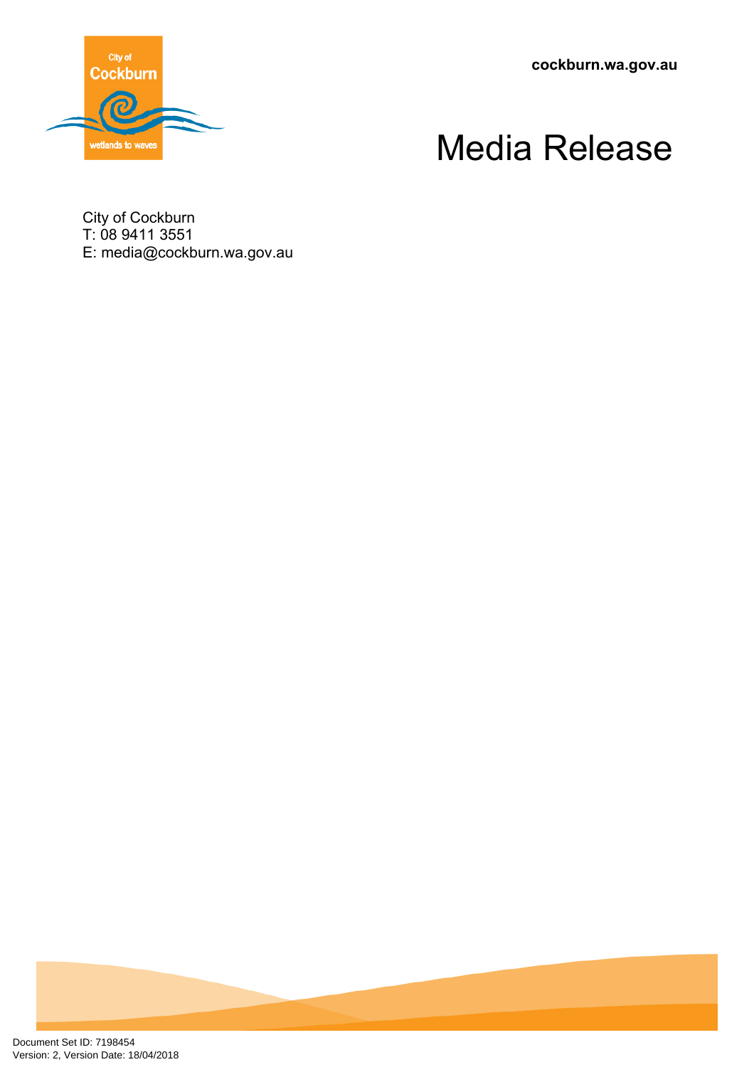cockburn.wa.gov.au

# Media Release

City of Cockburn
T: 08 9411 3551
E: media@cockburn.wa.gov.au

Document Set ID: 7198454
Version: 2, Version Date: 18/04/2018